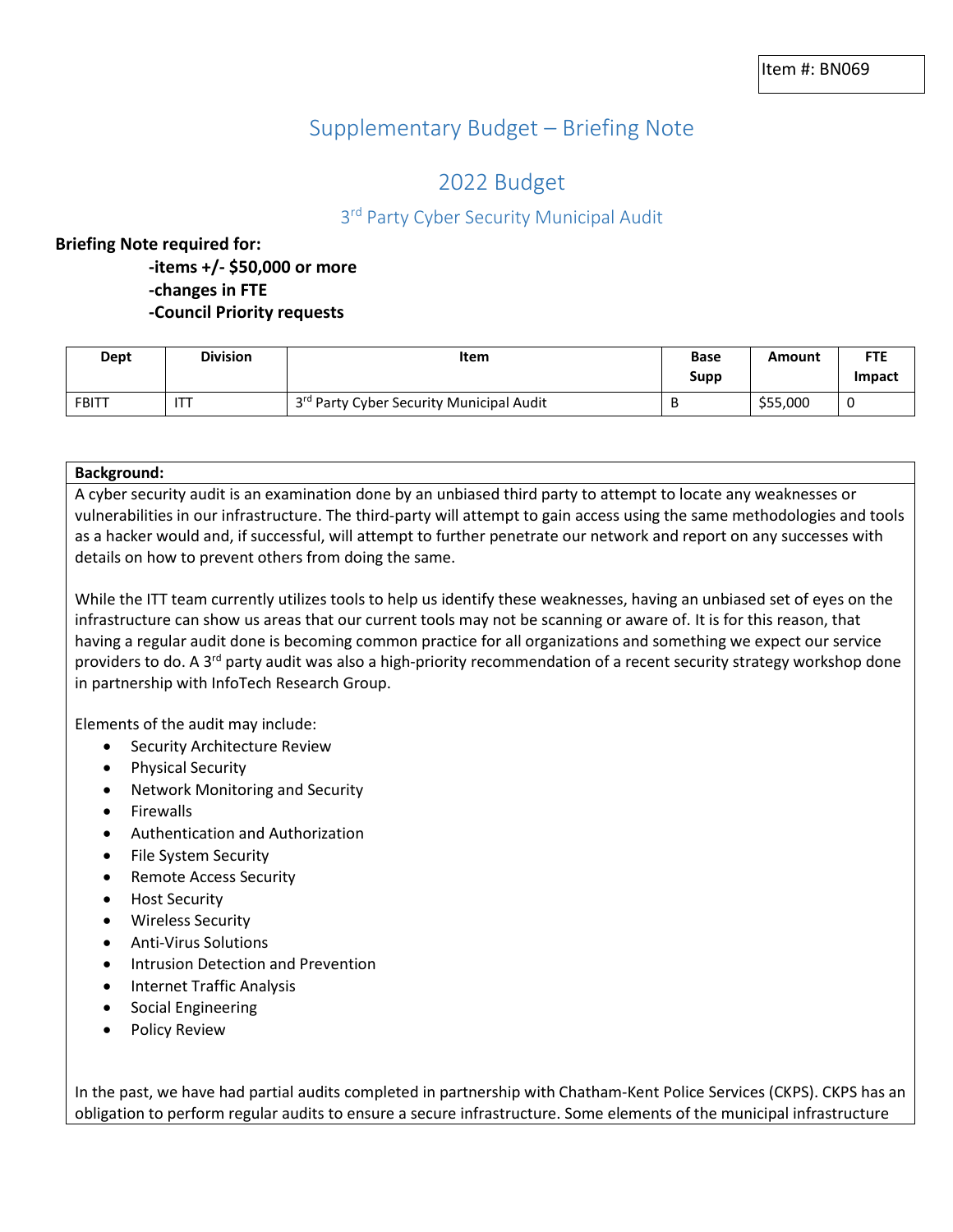Item #: BN069

# Supplementary Budget – Briefing Note

## 2022 Budget

### 3rd Party Cyber Security Municipal Audit

**Briefing Note required for:**

**-items +/- $50,000 or more**
**-changes in FTE**
**-Council Priority requests**

| Dept | Division | Item | Base Supp | Amount | FTE Impact |
|---|---|---|---|---|---|
| FBITT | ITT | 3rd Party Cyber Security Municipal Audit | B | $55,000 | 0 |

**Background:**

A cyber security audit is an examination done by an unbiased third party to attempt to locate any weaknesses or vulnerabilities in our infrastructure. The third-party will attempt to gain access using the same methodologies and tools as a hacker would and, if successful, will attempt to further penetrate our network and report on any successes with details on how to prevent others from doing the same.

While the ITT team currently utilizes tools to help us identify these weaknesses, having an unbiased set of eyes on the infrastructure can show us areas that our current tools may not be scanning or aware of. It is for this reason, that having a regular audit done is becoming common practice for all organizations and something we expect our service providers to do. A 3rd party audit was also a high-priority recommendation of a recent security strategy workshop done in partnership with InfoTech Research Group.

Elements of the audit may include:

- Security Architecture Review
- Physical Security
- Network Monitoring and Security
- Firewalls
- Authentication and Authorization
- File System Security
- Remote Access Security
- Host Security
- Wireless Security
- Anti-Virus Solutions
- Intrusion Detection and Prevention
- Internet Traffic Analysis
- Social Engineering
- Policy Review

In the past, we have had partial audits completed in partnership with Chatham-Kent Police Services (CKPS). CKPS has an obligation to perform regular audits to ensure a secure infrastructure. Some elements of the municipal infrastructure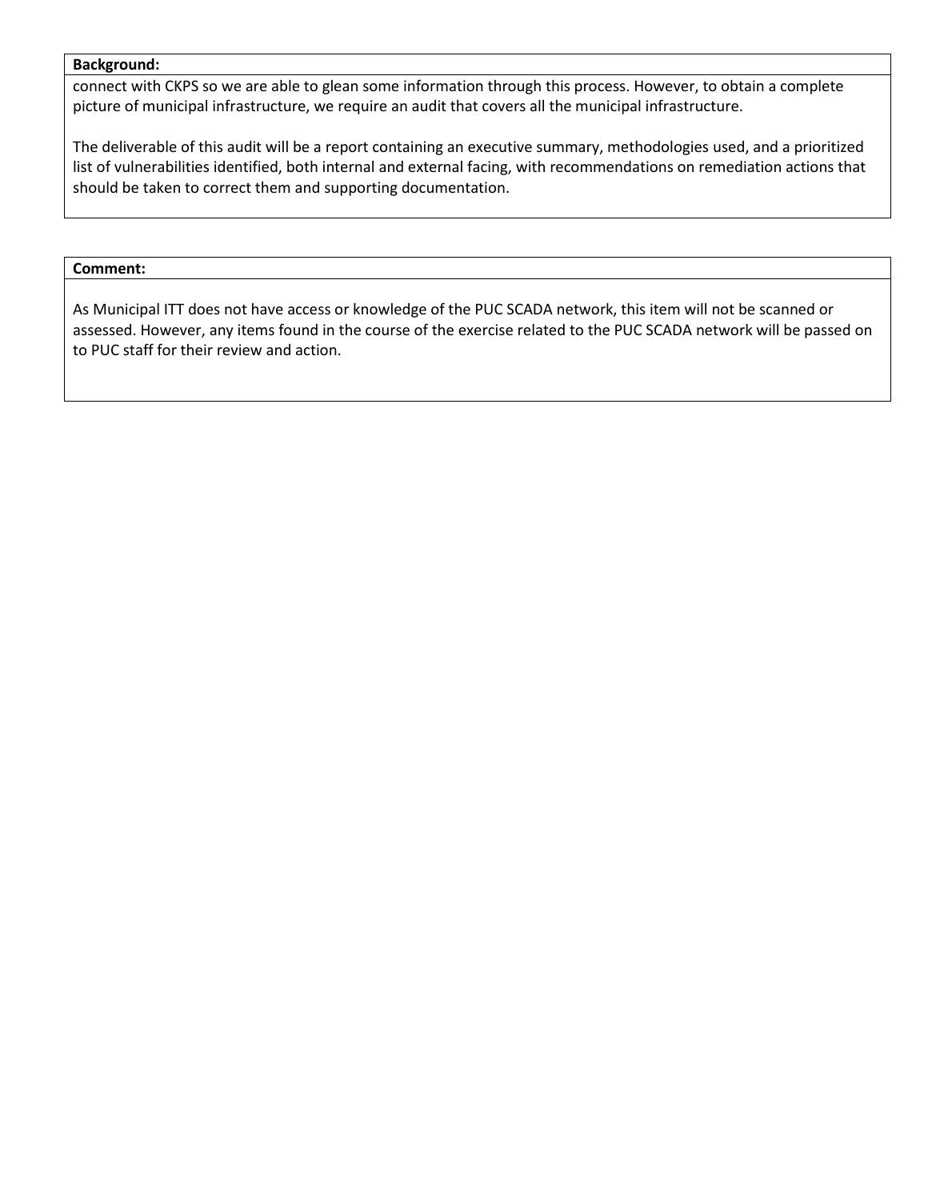**Background:**

connect with CKPS so we are able to glean some information through this process. However, to obtain a complete picture of municipal infrastructure, we require an audit that covers all the municipal infrastructure.

The deliverable of this audit will be a report containing an executive summary, methodologies used, and a prioritized list of vulnerabilities identified, both internal and external facing, with recommendations on remediation actions that should be taken to correct them and supporting documentation.

**Comment:**

As Municipal ITT does not have access or knowledge of the PUC SCADA network, this item will not be scanned or assessed. However, any items found in the course of the exercise related to the PUC SCADA network will be passed on to PUC staff for their review and action.